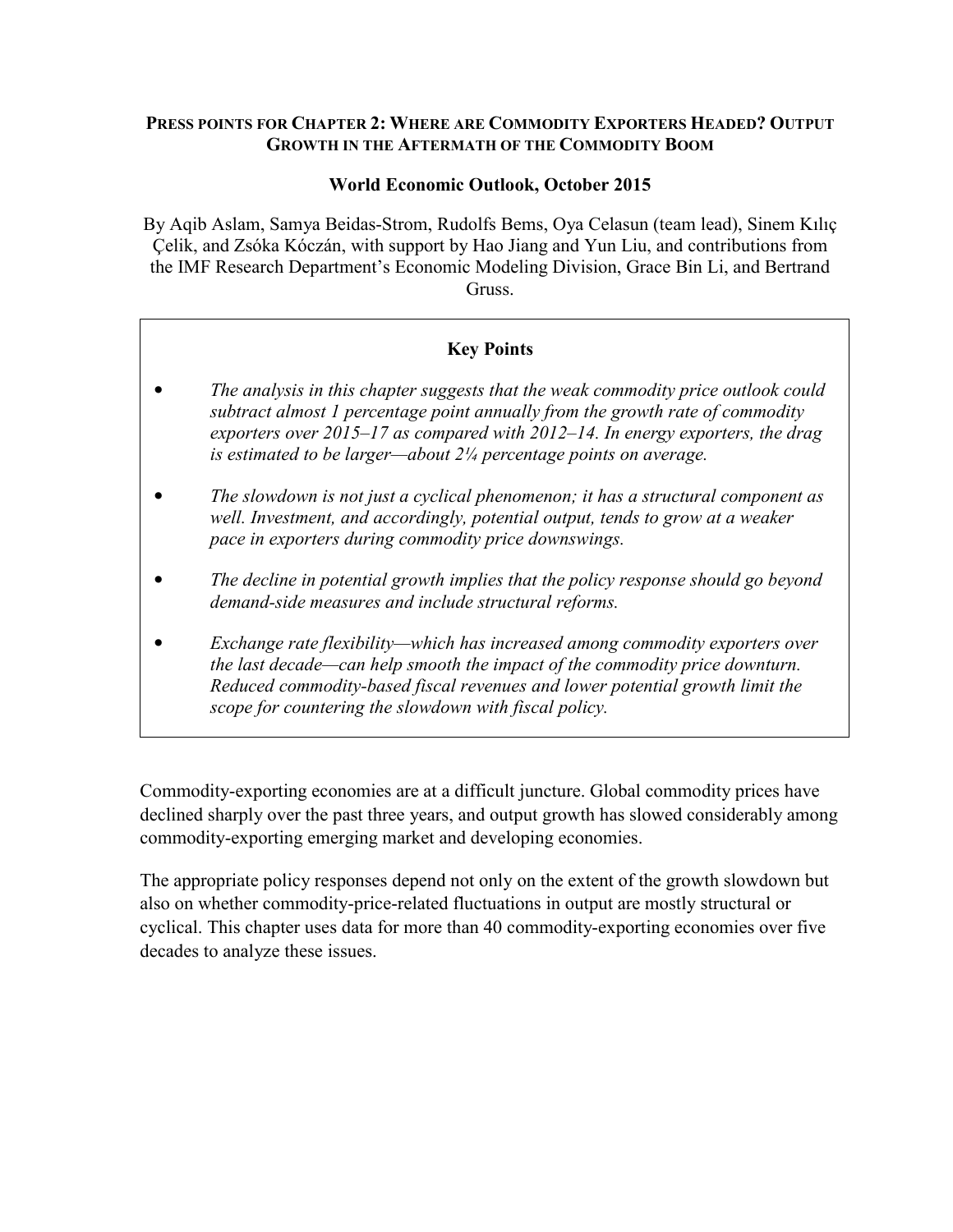**PRESS POINTS FOR CHAPTER 2: WHERE ARE COMMODITY EXPORTERS HEADED? OUTPUT GROWTH IN THE AFTERMATH OF THE COMMODITY BOOM**

**World Economic Outlook, October 2015**

By Aqib Aslam, Samya Beidas-Strom, Rudolfs Bems, Oya Celasun (team lead), Sinem Kılıç Çelik, and Zsóka Kóczán, with support by Hao Jiang and Yun Liu, and contributions from the IMF Research Department's Economic Modeling Division, Grace Bin Li, and Bertrand Gruss.

**Key Points**

- *The analysis in this chapter suggests that the weak commodity price outlook could subtract almost 1 percentage point annually from the growth rate of commodity exporters over 2015–17 as compared with 2012–14. In energy exporters, the drag is estimated to be larger—about 2¼ percentage points on average.*
- *The slowdown is not just a cyclical phenomenon; it has a structural component as well. Investment, and accordingly, potential output, tends to grow at a weaker pace in exporters during commodity price downswings.*
- *The decline in potential growth implies that the policy response should go beyond demand-side measures and include structural reforms.*
- *Exchange rate flexibility—which has increased among commodity exporters over the last decade—can help smooth the impact of the commodity price downturn. Reduced commodity-based fiscal revenues and lower potential growth limit the scope for countering the slowdown with fiscal policy.*

Commodity-exporting economies are at a difficult juncture. Global commodity prices have declined sharply over the past three years, and output growth has slowed considerably among commodity-exporting emerging market and developing economies.

The appropriate policy responses depend not only on the extent of the growth slowdown but also on whether commodity-price-related fluctuations in output are mostly structural or cyclical. This chapter uses data for more than 40 commodity-exporting economies over five decades to analyze these issues.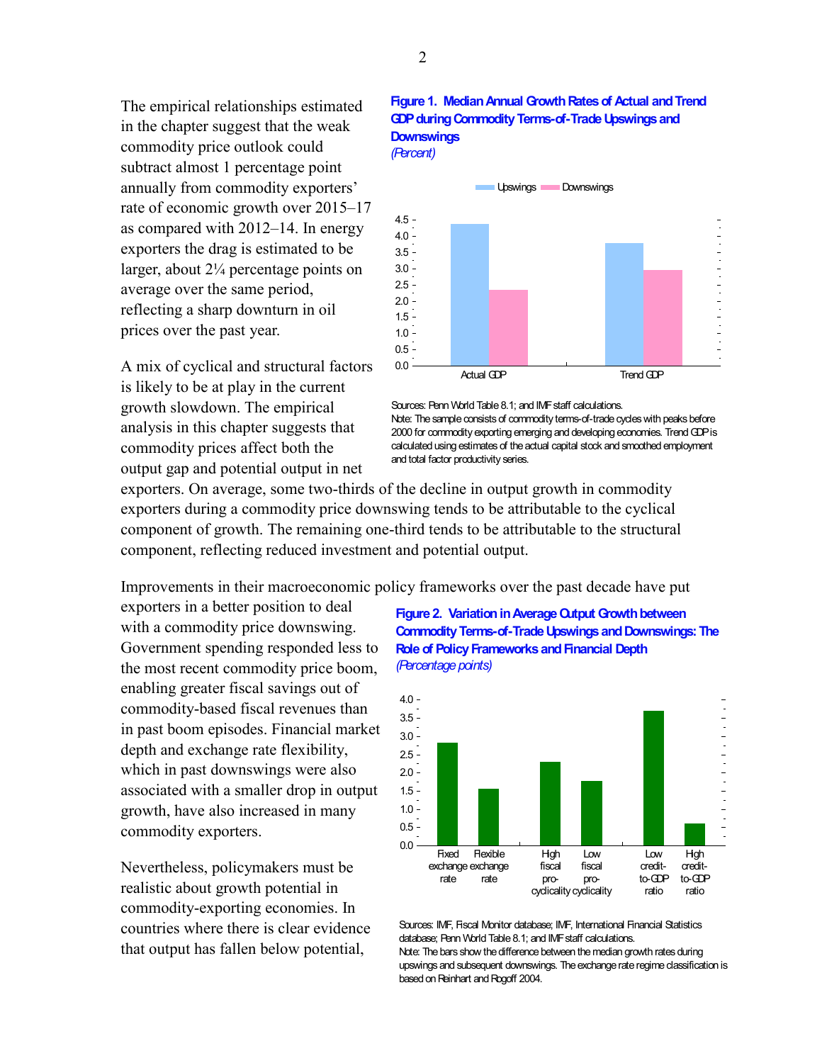The empirical relationships estimated in the chapter suggest that the weak commodity price outlook could subtract almost 1 percentage point annually from commodity exporters' rate of economic growth over 2015–17 as compared with 2012–14. In energy exporters the drag is estimated to be larger, about 2¼ percentage points on average over the same period, reflecting a sharp downturn in oil prices over the past year.

**Figure 1. Median Annual Growth Rates of Actual and Trend GDP during Commodity Terms-of-Trade Upswings and Downswings**
*(Percent)*

Sources: Penn World Table 8.1; and IMF staff calculations.
Note: The sample consists of commodity terms-of-trade cycles with peaks before 2000 for commodity exporting emerging and developing economies. Trend GDP is calculated using estimates of the actual capital stock and smoothed employment and total factor productivity series.

A mix of cyclical and structural factors is likely to be at play in the current growth slowdown. The empirical analysis in this chapter suggests that commodity prices affect both the output gap and potential output in net exporters. On average, some two-thirds of the decline in output growth in commodity exporters during a commodity price downswing tends to be attributable to the cyclical component of growth. The remaining one-third tends to be attributable to the structural component, reflecting reduced investment and potential output.

Improvements in their macroeconomic policy frameworks over the past decade have put exporters in a better position to deal with a commodity price downswing. Government spending responded less to the most recent commodity price boom, enabling greater fiscal savings out of commodity-based fiscal revenues than in past boom episodes. Financial market depth and exchange rate flexibility, which in past downswings were also associated with a smaller drop in output growth, have also increased in many commodity exporters.

**Figure 2. Variation in Average Output Growth between Commodity Terms-of-Trade Upswings and Downswings: The Role of Policy Frameworks and Financial Depth**
*(Percentage points)*

Sources: IMF, Fiscal Monitor database; IMF, International Financial Statistics database; Penn World Table 8.1; and IMF staff calculations.
Note: The bars show the difference between the median growth rates during upswings and subsequent downswings. The exchange rate regime classification is based on Reinhart and Rogoff 2004.

Nevertheless, policymakers must be realistic about growth potential in commodity-exporting economies. In countries where there is clear evidence that output has fallen below potential,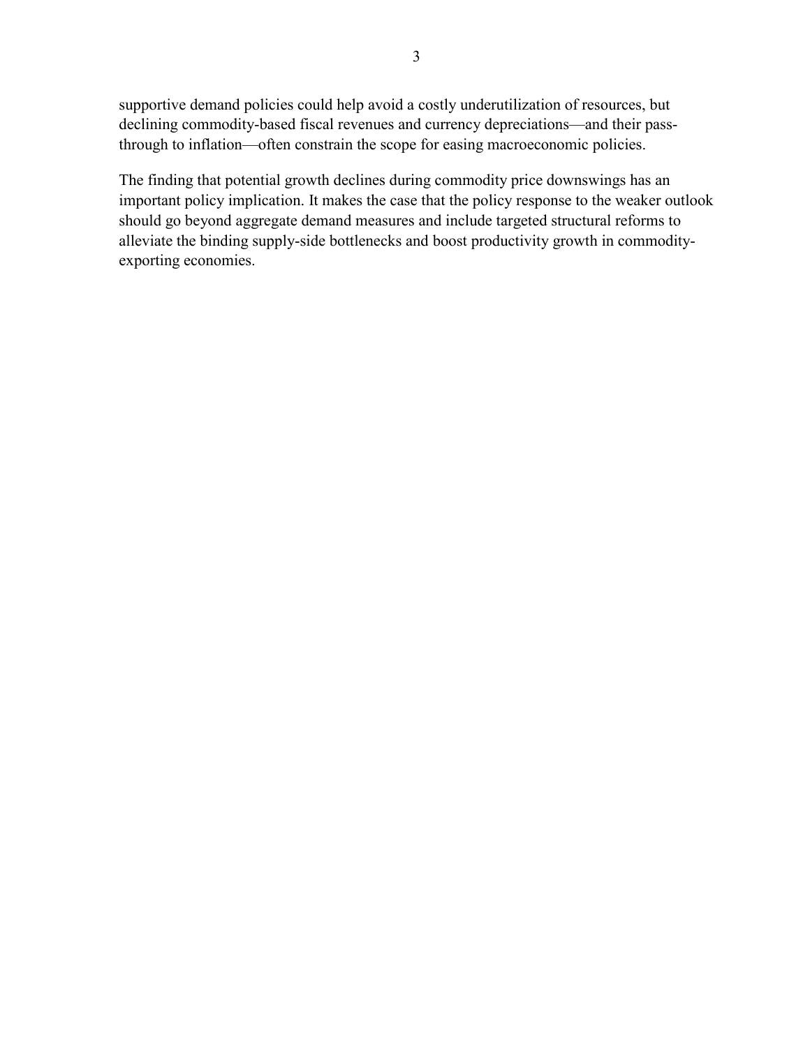supportive demand policies could help avoid a costly underutilization of resources, but declining commodity-based fiscal revenues and currency depreciations—and their pass-through to inflation—often constrain the scope for easing macroeconomic policies.

The finding that potential growth declines during commodity price downswings has an important policy implication. It makes the case that the policy response to the weaker outlook should go beyond aggregate demand measures and include targeted structural reforms to alleviate the binding supply-side bottlenecks and boost productivity growth in commodity-exporting economies.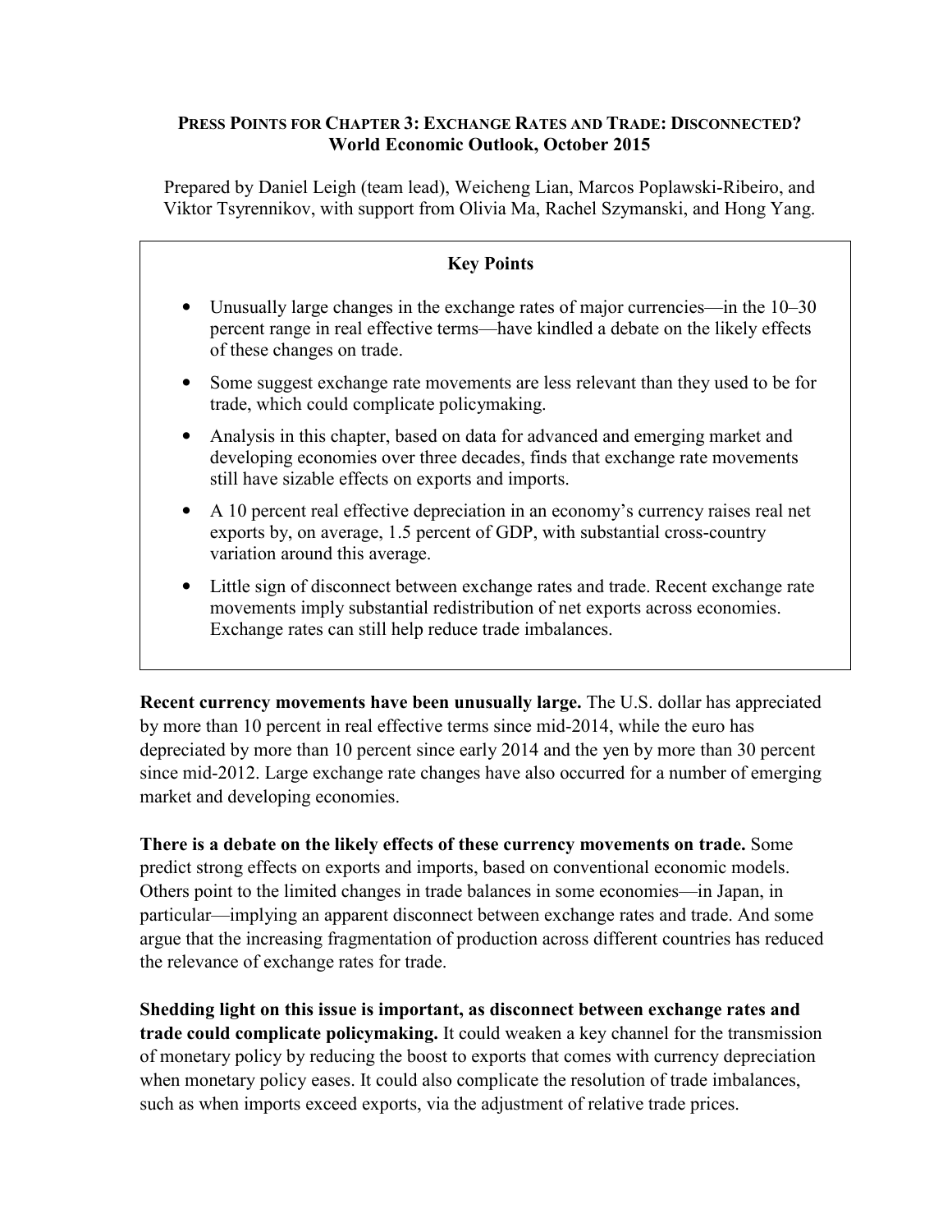**PRESS POINTS FOR CHAPTER 3: EXCHANGE RATES AND TRADE: DISCONNECTED?**
**World Economic Outlook, October 2015**

Prepared by Daniel Leigh (team lead), Weicheng Lian, Marcos Poplawski-Ribeiro, and Viktor Tsyrennikov, with support from Olivia Ma, Rachel Szymanski, and Hong Yang.

**Key Points**

- Unusually large changes in the exchange rates of major currencies—in the 10–30 percent range in real effective terms—have kindled a debate on the likely effects of these changes on trade.
- Some suggest exchange rate movements are less relevant than they used to be for trade, which could complicate policymaking.
- Analysis in this chapter, based on data for advanced and emerging market and developing economies over three decades, finds that exchange rate movements still have sizable effects on exports and imports.
- A 10 percent real effective depreciation in an economy's currency raises real net exports by, on average, 1.5 percent of GDP, with substantial cross-country variation around this average.
- Little sign of disconnect between exchange rates and trade. Recent exchange rate movements imply substantial redistribution of net exports across economies. Exchange rates can still help reduce trade imbalances.

**Recent currency movements have been unusually large.** The U.S. dollar has appreciated by more than 10 percent in real effective terms since mid-2014, while the euro has depreciated by more than 10 percent since early 2014 and the yen by more than 30 percent since mid-2012. Large exchange rate changes have also occurred for a number of emerging market and developing economies.

**There is a debate on the likely effects of these currency movements on trade.** Some predict strong effects on exports and imports, based on conventional economic models. Others point to the limited changes in trade balances in some economies—in Japan, in particular—implying an apparent disconnect between exchange rates and trade. And some argue that the increasing fragmentation of production across different countries has reduced the relevance of exchange rates for trade.

**Shedding light on this issue is important, as disconnect between exchange rates and trade could complicate policymaking.** It could weaken a key channel for the transmission of monetary policy by reducing the boost to exports that comes with currency depreciation when monetary policy eases. It could also complicate the resolution of trade imbalances, such as when imports exceed exports, via the adjustment of relative trade prices.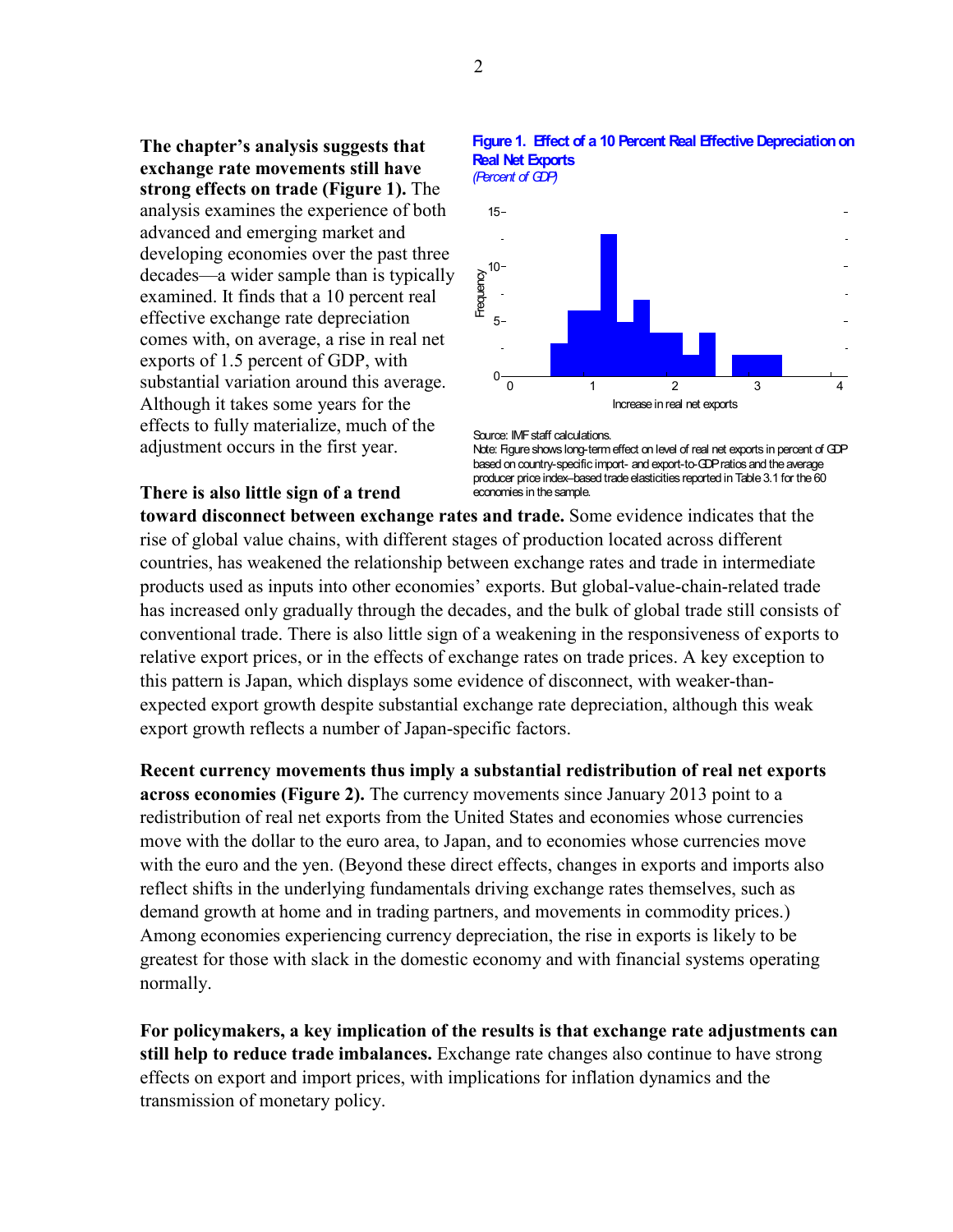**The chapter's analysis suggests that exchange rate movements still have strong effects on trade (Figure 1).** The analysis examines the experience of both advanced and emerging market and developing economies over the past three decades—a wider sample than is typically examined. It finds that a 10 percent real effective exchange rate depreciation comes with, on average, a rise in real net exports of 1.5 percent of GDP, with substantial variation around this average. Although it takes some years for the effects to fully materialize, much of the adjustment occurs in the first year.

**Figure 1. Effect of a 10 Percent Real Effective Depreciation on Real Net Exports**
*(Percent of GDP)*

Source: IMF staff calculations.
Note: Figure shows long-term effect on level of real net exports in percent of GDP based on country-specific import- and export-to-GDP ratios and the average producer price index–based trade elasticities reported in Table 3.1 for the 60 economies in the sample.

**There is also little sign of a trend toward disconnect between exchange rates and trade.** Some evidence indicates that the rise of global value chains, with different stages of production located across different countries, has weakened the relationship between exchange rates and trade in intermediate products used as inputs into other economies' exports. But global-value-chain-related trade has increased only gradually through the decades, and the bulk of global trade still consists of conventional trade. There is also little sign of a weakening in the responsiveness of exports to relative export prices, or in the effects of exchange rates on trade prices. A key exception to this pattern is Japan, which displays some evidence of disconnect, with weaker-than-expected export growth despite substantial exchange rate depreciation, although this weak export growth reflects a number of Japan-specific factors.

**Recent currency movements thus imply a substantial redistribution of real net exports across economies (Figure 2).** The currency movements since January 2013 point to a redistribution of real net exports from the United States and economies whose currencies move with the dollar to the euro area, to Japan, and to economies whose currencies move with the euro and the yen. (Beyond these direct effects, changes in exports and imports also reflect shifts in the underlying fundamentals driving exchange rates themselves, such as demand growth at home and in trading partners, and movements in commodity prices.) Among economies experiencing currency depreciation, the rise in exports is likely to be greatest for those with slack in the domestic economy and with financial systems operating normally.

**For policymakers, a key implication of the results is that exchange rate adjustments can still help to reduce trade imbalances.** Exchange rate changes also continue to have strong effects on export and import prices, with implications for inflation dynamics and the transmission of monetary policy.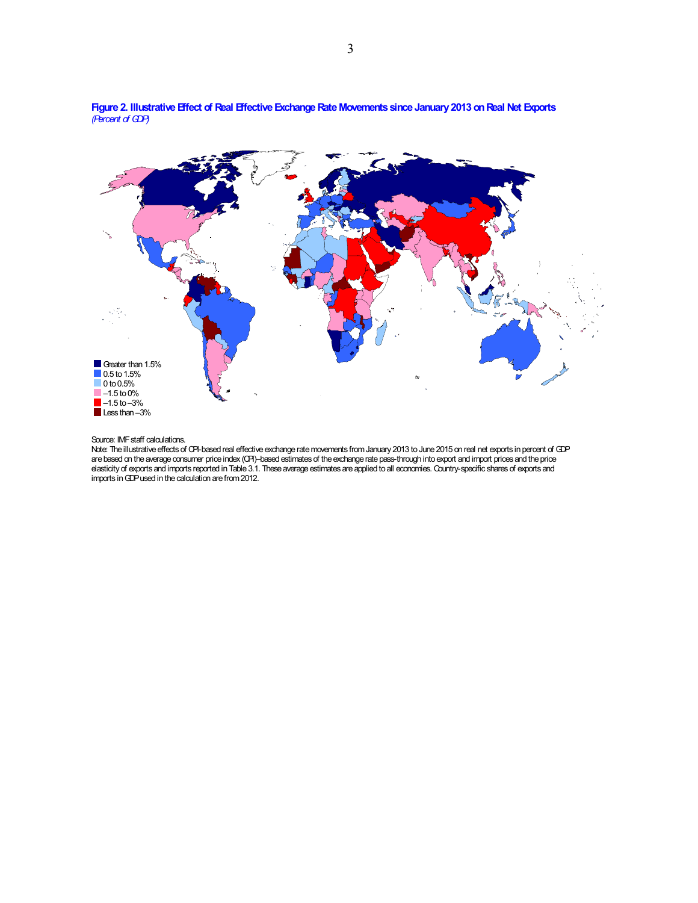**Figure 2. Illustrative Effect of Real Effective Exchange Rate Movements since January 2013 on Real Net Exports**
*(Percent of GDP)*

Greater than 1.5%
0.5 to 1.5%
0 to 0.5%
–1.5 to 0%
–1.5 to –3%
Less than –3%

Source: IMF staff calculations.
Note: The illustrative effects of CPI-based real effective exchange rate movements from January 2013 to June 2015 on real net exports in percent of GDP are based on the average consumer price index (CPI)–based estimates of the exchange rate pass-through into export and import prices and the price elasticity of exports and imports reported in Table 3.1. These average estimates are applied to all economies. Country-specific shares of exports and imports in GDP used in the calculation are from 2012.